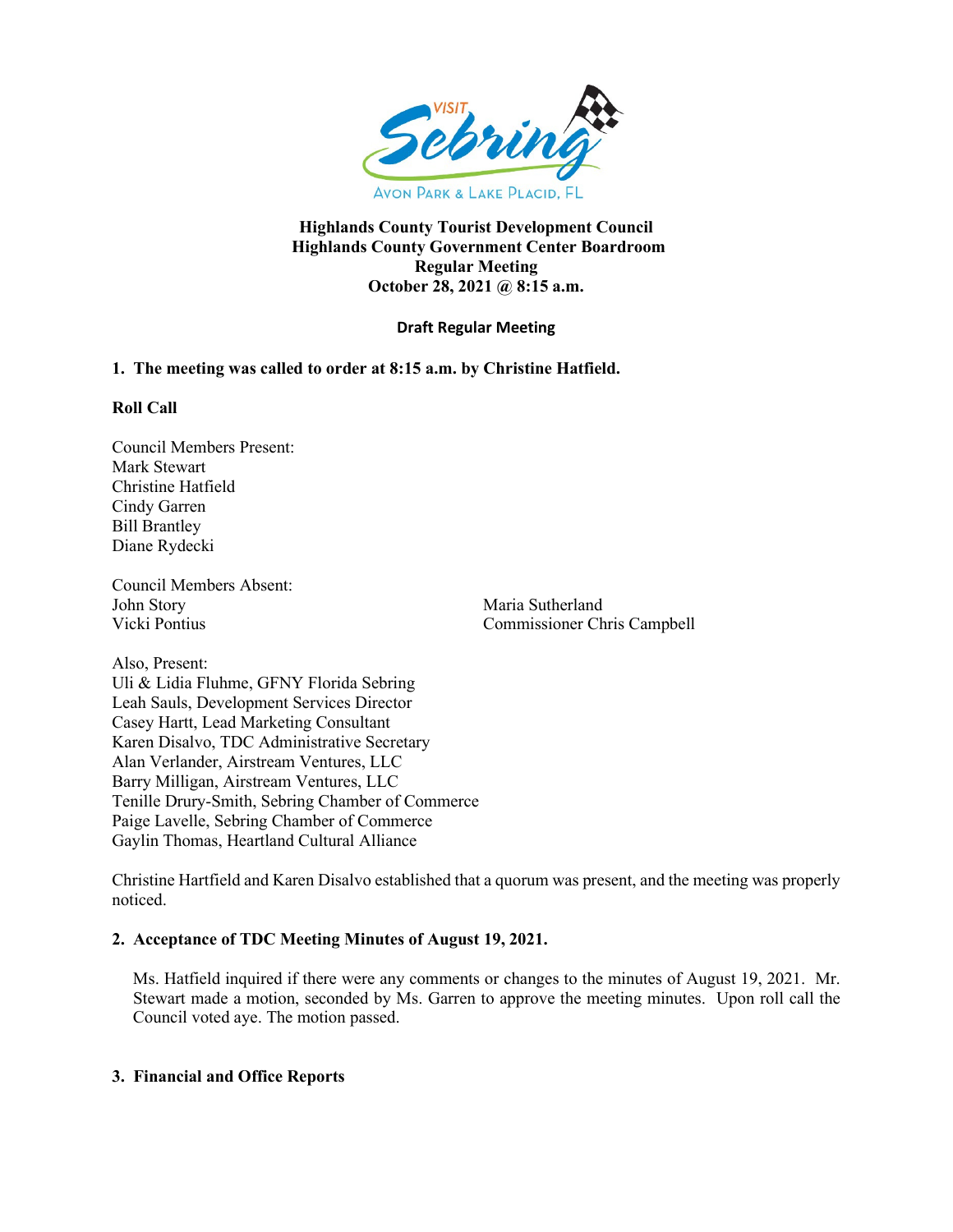VISIT Sebring

AVON PARK & LAKE PLACID, FL

**Highlands County Tourist Development Council**
**Highlands County Government Center Boardroom**
**Regular Meeting**
**October 28, 2021 @ 8:15 a.m.**

**Draft Regular Meeting**

**1. The meeting was called to order at 8:15 a.m. by Christine Hatfield.**

**Roll Call**

Council Members Present:
Mark Stewart
Christine Hatfield
Cindy Garren
Bill Brantley
Diane Rydecki

Council Members Absent:
John Story
Vicki Pontius
Maria Sutherland
Commissioner Chris Campbell

Also, Present:
Uli & Lidia Fluhme, GFNY Florida Sebring
Leah Sauls, Development Services Director
Casey Hartt, Lead Marketing Consultant
Karen Disalvo, TDC Administrative Secretary
Alan Verlander, Airstream Ventures, LLC
Barry Milligan, Airstream Ventures, LLC
Tenille Drury-Smith, Sebring Chamber of Commerce
Paige Lavelle, Sebring Chamber of Commerce
Gaylin Thomas, Heartland Cultural Alliance

Christine Hartfield and Karen Disalvo established that a quorum was present, and the meeting was properly noticed.

**2. Acceptance of TDC Meeting Minutes of August 19, 2021.**

Ms. Hatfield inquired if there were any comments or changes to the minutes of August 19, 2021. Mr. Stewart made a motion, seconded by Ms. Garren to approve the meeting minutes. Upon roll call the Council voted aye. The motion passed.

**3. Financial and Office Reports**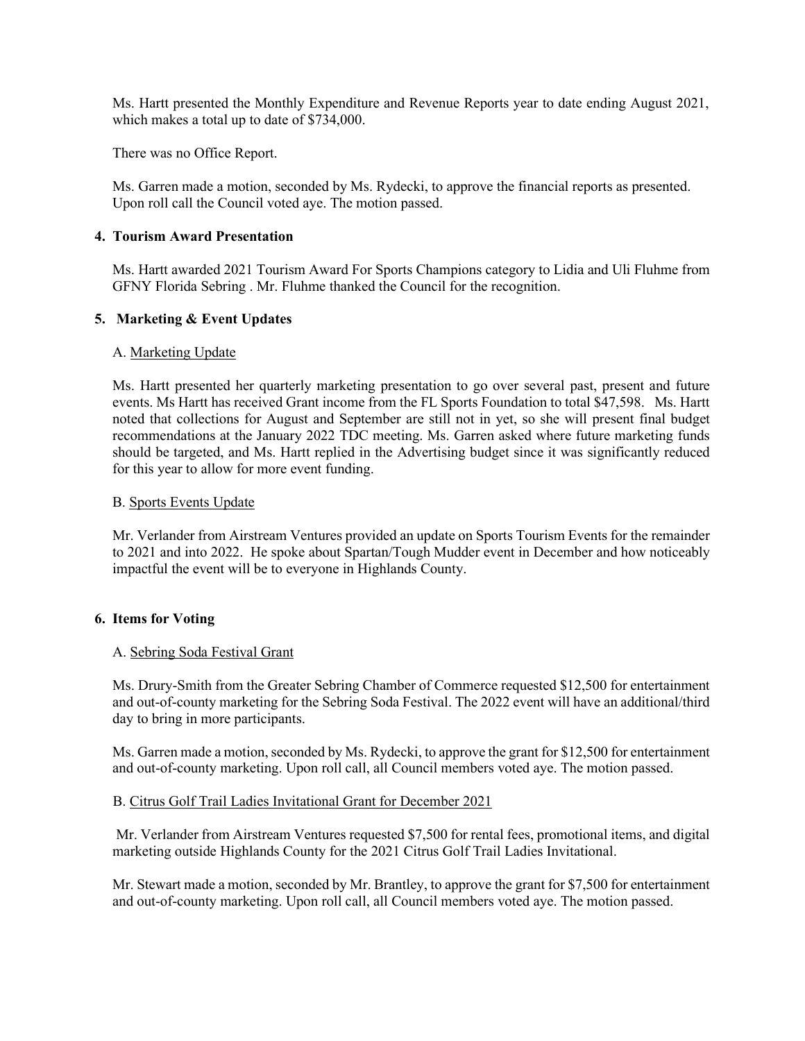Ms. Hartt presented the Monthly Expenditure and Revenue Reports year to date ending August 2021, which makes a total up to date of $734,000.

There was no Office Report.

Ms. Garren made a motion, seconded by Ms. Rydecki, to approve the financial reports as presented. Upon roll call the Council voted aye. The motion passed.

**4. Tourism Award Presentation**

Ms. Hartt awarded 2021 Tourism Award For Sports Champions category to Lidia and Uli Fluhme from GFNY Florida Sebring . Mr. Fluhme thanked the Council for the recognition.

**5. Marketing & Event Updates**

A. Marketing Update

Ms. Hartt presented her quarterly marketing presentation to go over several past, present and future events. Ms Hartt has received Grant income from the FL Sports Foundation to total $47,598. Ms. Hartt noted that collections for August and September are still not in yet, so she will present final budget recommendations at the January 2022 TDC meeting. Ms. Garren asked where future marketing funds should be targeted, and Ms. Hartt replied in the Advertising budget since it was significantly reduced for this year to allow for more event funding.

B. Sports Events Update

Mr. Verlander from Airstream Ventures provided an update on Sports Tourism Events for the remainder to 2021 and into 2022. He spoke about Spartan/Tough Mudder event in December and how noticeably impactful the event will be to everyone in Highlands County.

**6. Items for Voting**

A. Sebring Soda Festival Grant

Ms. Drury-Smith from the Greater Sebring Chamber of Commerce requested $12,500 for entertainment and out-of-county marketing for the Sebring Soda Festival. The 2022 event will have an additional/third day to bring in more participants.

Ms. Garren made a motion, seconded by Ms. Rydecki, to approve the grant for $12,500 for entertainment and out-of-county marketing. Upon roll call, all Council members voted aye. The motion passed.

B. Citrus Golf Trail Ladies Invitational Grant for December 2021

Mr. Verlander from Airstream Ventures requested $7,500 for rental fees, promotional items, and digital marketing outside Highlands County for the 2021 Citrus Golf Trail Ladies Invitational.

Mr. Stewart made a motion, seconded by Mr. Brantley, to approve the grant for $7,500 for entertainment and out-of-county marketing. Upon roll call, all Council members voted aye. The motion passed.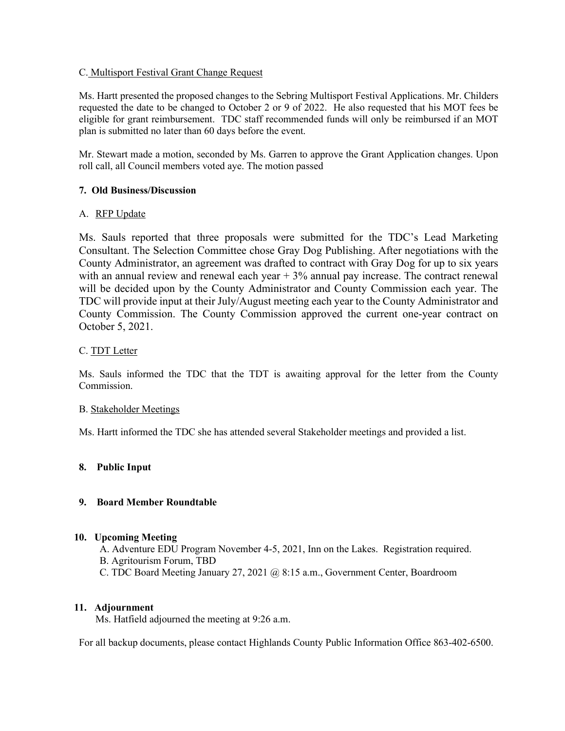C. Multisport Festival Grant Change Request

Ms. Hartt presented the proposed changes to the Sebring Multisport Festival Applications. Mr. Childers requested the date to be changed to October 2 or 9 of 2022. He also requested that his MOT fees be eligible for grant reimbursement. TDC staff recommended funds will only be reimbursed if an MOT plan is submitted no later than 60 days before the event.

Mr. Stewart made a motion, seconded by Ms. Garren to approve the Grant Application changes. Upon roll call, all Council members voted aye. The motion passed

**7. Old Business/Discussion**

A. RFP Update

Ms. Sauls reported that three proposals were submitted for the TDC's Lead Marketing Consultant. The Selection Committee chose Gray Dog Publishing. After negotiations with the County Administrator, an agreement was drafted to contract with Gray Dog for up to six years with an annual review and renewal each year + 3% annual pay increase. The contract renewal will be decided upon by the County Administrator and County Commission each year. The TDC will provide input at their July/August meeting each year to the County Administrator and County Commission. The County Commission approved the current one-year contract on October 5, 2021.

C. TDT Letter

Ms. Sauls informed the TDC that the TDT is awaiting approval for the letter from the County Commission.

B. Stakeholder Meetings

Ms. Hartt informed the TDC she has attended several Stakeholder meetings and provided a list.

**8. Public Input**

**9. Board Member Roundtable**

**10. Upcoming Meeting**

A. Adventure EDU Program November 4-5, 2021, Inn on the Lakes. Registration required.
B. Agritourism Forum, TBD
C. TDC Board Meeting January 27, 2021 @ 8:15 a.m., Government Center, Boardroom

**11. Adjournment**

Ms. Hatfield adjourned the meeting at 9:26 a.m.

For all backup documents, please contact Highlands County Public Information Office 863-402-6500.